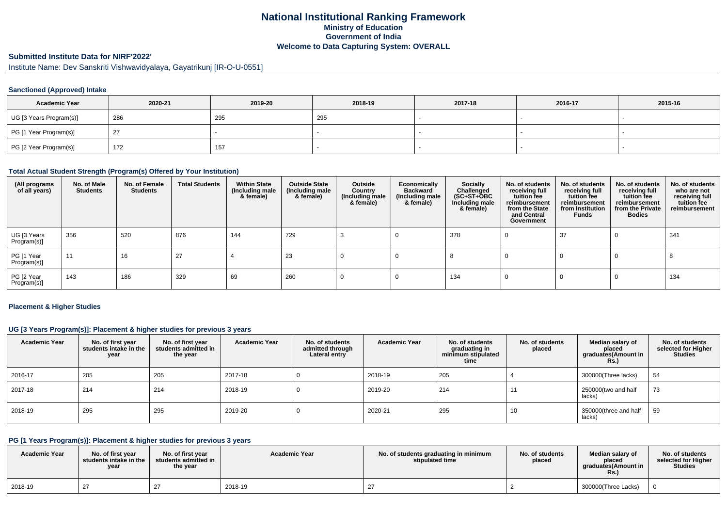# National Institutional Ranking Framework
## Ministry of Education
## Government of India
## Welcome to Data Capturing System: OVERALL

### Submitted Institute Data for NIRF'2022'

Institute Name: Dev Sanskriti Vishwavidyalaya, Gayatrikunj [IR-O-U-0551]

#### Sanctioned (Approved) Intake

| Academic Year | 2020-21 | 2019-20 | 2018-19 | 2017-18 | 2016-17 | 2015-16 |
|---|---|---|---|---|---|---|
| UG [3 Years Program(s)] | 286 | 295 | 295 | - | - | - |
| PG [1 Year Program(s)] | 27 | - | - | - | - | - |
| PG [2 Year Program(s)] | 172 | 157 | - | - | - | - |

#### Total Actual Student Strength (Program(s) Offered by Your Institution)

| (All programs of all years) | No. of Male Students | No. of Female Students | Total Students | Within State (Including male & female) | Outside State (Including male & female) | Outside Country (Including male & female) | Economically Backward (Including male & female) | Socially Challenged (SC+ST+OBC Including male & female) | No. of students receiving full tuition fee reimbursement from the State and Central Government | No. of students receiving full tuition fee reimbursement from Institution Funds | No. of students receiving full tuition fee reimbursement from the Private Bodies | No. of students who are not receiving full tuition fee reimbursement |
|---|---|---|---|---|---|---|---|---|---|---|---|---|
| UG [3 Years Program(s)] | 356 | 520 | 876 | 144 | 729 | 3 | 0 | 378 | 0 | 37 | 0 | 341 |
| PG [1 Year Program(s)] | 11 | 16 | 27 | 4 | 23 | 0 | 0 | 8 | 0 | 0 | 0 | 8 |
| PG [2 Year Program(s)] | 143 | 186 | 329 | 69 | 260 | 0 | 0 | 134 | 0 | 0 | 0 | 134 |

#### Placement & Higher Studies

#### UG [3 Years Program(s)]: Placement & higher studies for previous 3 years

| Academic Year | No. of first year students intake in the year | No. of first year students admitted in the year | Academic Year | No. of students admitted through Lateral entry | Academic Year | No. of students graduating in minimum stipulated time | No. of students placed | Median salary of placed graduates(Amount in Rs.) | No. of students selected for Higher Studies |
|---|---|---|---|---|---|---|---|---|---|
| 2016-17 | 205 | 205 | 2017-18 | 0 | 2018-19 | 205 | 4 | 300000(Three lacks) | 54 |
| 2017-18 | 214 | 214 | 2018-19 | 0 | 2019-20 | 214 | 11 | 250000(two and half lacks) | 73 |
| 2018-19 | 295 | 295 | 2019-20 | 0 | 2020-21 | 295 | 10 | 350000(three and half lacks) | 59 |

#### PG [1 Years Program(s)]: Placement & higher studies for previous 3 years

| Academic Year | No. of first year students intake in the year | No. of first year students admitted in the year | Academic Year | No. of students graduating in minimum stipulated time | No. of students placed | Median salary of placed graduates(Amount in Rs.) | No. of students selected for Higher Studies |
|---|---|---|---|---|---|---|---|
| 2018-19 | 27 | 27 | 2018-19 | 27 | 2 | 300000(Three Lacks) | 0 |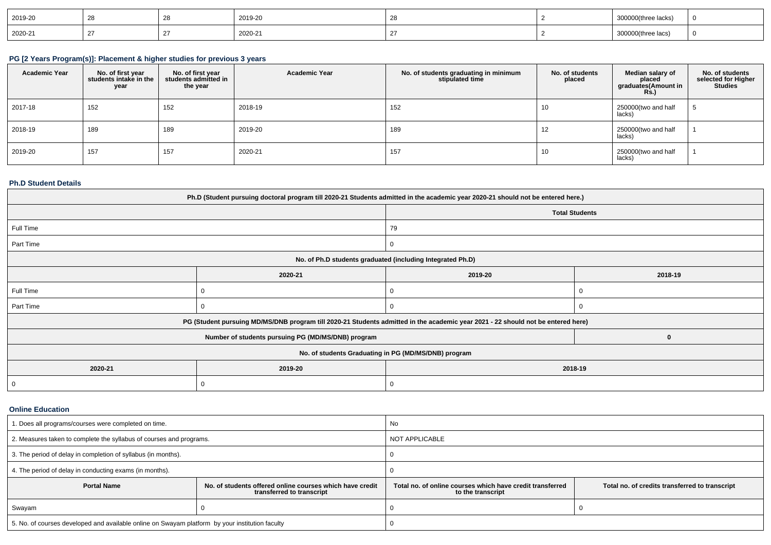| 2019-20 | 28 | 28 | 2019-20 | 28 | 2 | 300000(three lacks) | 0 |
|---|---|---|---|---|---|---|---|
| 2020-21 | 27 | 27 | 2020-21 | 27 | 2 | 300000(three lacs) | 0 |

### PG [2 Years Program(s)]: Placement & higher studies for previous 3 years

| Academic Year | No. of first year students intake in the year | No. of first year students admitted in the year | Academic Year | No. of students graduating in minimum stipulated time | No. of students placed | Median salary of placed graduates(Amount in Rs.) | No. of students selected for Higher Studies |
|---|---|---|---|---|---|---|---|
| 2017-18 | 152 | 152 | 2018-19 | 152 | 10 | 250000(two and half lacks) | 5 |
| 2018-19 | 189 | 189 | 2019-20 | 189 | 12 | 250000(two and half lacks) | 1 |
| 2019-20 | 157 | 157 | 2020-21 | 157 | 10 | 250000(two and half lacks) | 1 |

### Ph.D Student Details

| Ph.D (Student pursuing doctoral program till 2020-21 Students admitted in the academic year 2020-21 should not be entered here.) | | | |
|---|---|---|---|
| | | Total Students | |
| Full Time | | 79 | |
| Part Time | | 0 | |
| No. of Ph.D students graduated (including Integrated Ph.D) | | | |
| | 2020-21 | 2019-20 | 2018-19 |
| Full Time | 0 | 0 | 0 |
| Part Time | 0 | 0 | 0 |
| PG (Student pursuing MD/MS/DNB program till 2020-21 Students admitted in the academic year 2021 - 22 should not be entered here) | | | |
| Number of students pursuing PG (MD/MS/DNB) program | | | 0 |
| No. of students Graduating in PG (MD/MS/DNB) program | | | |
| 2020-21 | 2019-20 | 2018-19 | |
| 0 | 0 | 0 | |

### Online Education

| 1. Does all programs/courses were completed on time. | | No | |
|---|---|---|---|
| 2. Measures taken to complete the syllabus of courses and programs. | | NOT APPLICABLE | |
| 3. The period of delay in completion of syllabus (in months). | | 0 | |
| 4. The period of delay in conducting exams (in months). | | 0 | |
| **Portal Name** | **No. of students offered online courses which have credit transferred to transcript** | **Total no. of online courses which have credit transferred to the transcript** | **Total no. of credits transferred to transcript** |
| Swayam | 0 | 0 | 0 |
| 5. No. of courses developed and available online on Swayam platform by your institution faculty | | 0 | |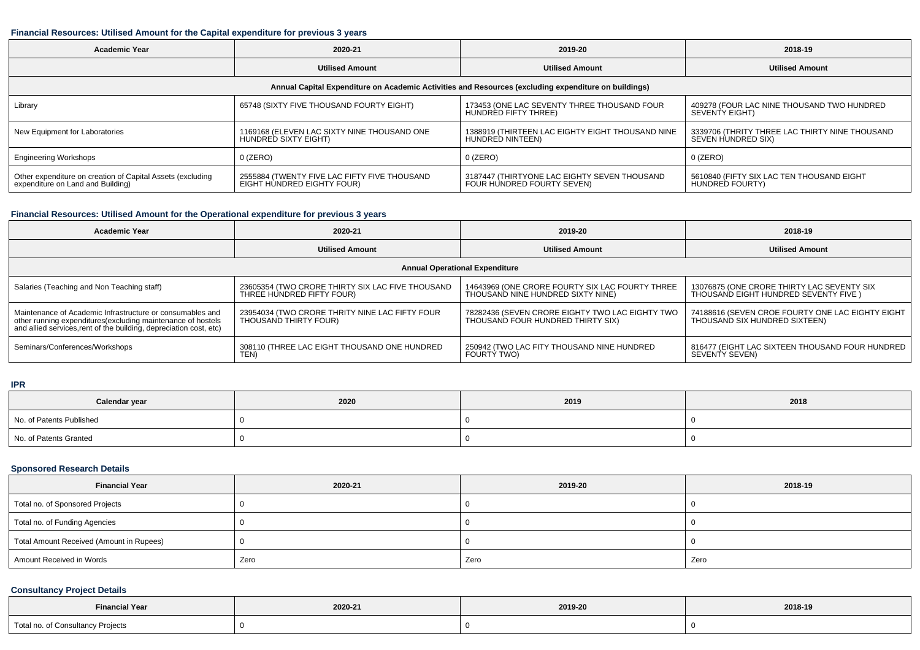### Financial Resources: Utilised Amount for the Capital expenditure for previous 3 years

| Academic Year | 2020-21 | 2019-20 | 2018-19 |
| --- | --- | --- | --- |
| | Utilised Amount | Utilised Amount | Utilised Amount |
| Annual Capital Expenditure on Academic Activities and Resources (excluding expenditure on buildings) | | | |
| Library | 65748 (SIXTY FIVE THOUSAND FOURTY EIGHT) | 173453 (ONE LAC SEVENTY THREE THOUSAND FOUR HUNDRED FIFTY THREE) | 409278 (FOUR LAC NINE THOUSAND TWO HUNDRED SEVENTY EIGHT) |
| New Equipment for Laboratories | 1169168 (ELEVEN LAC SIXTY NINE THOUSAND ONE HUNDRED SIXTY EIGHT) | 1388919 (THIRTEEN LAC EIGHTY EIGHT THOUSAND NINE HUNDRED NINTEEN) | 3339706 (THRITY THREE LAC THIRTY NINE THOUSAND SEVEN HUNDRED SIX) |
| Engineering Workshops | 0 (ZERO) | 0 (ZERO) | 0 (ZERO) |
| Other expenditure on creation of Capital Assets (excluding expenditure on Land and Building) | 2555884 (TWENTY FIVE LAC FIFTY FIVE THOUSAND EIGHT HUNDRED EIGHTY FOUR) | 3187447 (THIRTYONE LAC EIGHTY SEVEN THOUSAND FOUR HUNDRED FOURTY SEVEN) | 5610840 (FIFTY SIX LAC TEN THOUSAND EIGHT HUNDRED FOURTY) |

### Financial Resources: Utilised Amount for the Operational expenditure for previous 3 years

| Academic Year | 2020-21 | 2019-20 | 2018-19 |
| --- | --- | --- | --- |
| | Utilised Amount | Utilised Amount | Utilised Amount |
| Annual Operational Expenditure | | | |
| Salaries (Teaching and Non Teaching staff) | 23605354 (TWO CRORE THIRTY SIX LAC FIVE THOUSAND THREE HUNDRED FIFTY FOUR) | 14643969 (ONE CRORE FOURTY SIX LAC FOURTY THREE THOUSAND NINE HUNDRED SIXTY NINE) | 13076875 (ONE CRORE THIRTY LAC SEVENTY SIX THOUSAND EIGHT HUNDRED SEVENTY FIVE ) |
| Maintenance of Academic Infrastructure or consumables and other running expenditures(excluding maintenance of hostels and allied services,rent of the building, depreciation cost, etc) | 23954034 (TWO CRORE THRITY NINE LAC FIFTY FOUR THOUSAND THIRTY FOUR) | 78282436 (SEVEN CRORE EIGHTY TWO LAC EIGHTY TWO THOUSAND FOUR HUNDRED THIRTY SIX) | 74188616 (SEVEN CROE FOURTY ONE LAC EIGHTY EIGHT THOUSAND SIX HUNDRED SIXTEEN) |
| Seminars/Conferences/Workshops | 308110 (THREE LAC EIGHT THOUSAND ONE HUNDRED TEN) | 250942 (TWO LAC FITY THOUSAND NINE HUNDRED FOURTY TWO) | 816477 (EIGHT LAC SIXTEEN THOUSAND FOUR HUNDRED SEVENTY SEVEN) |

### IPR

| Calendar year | 2020 | 2019 | 2018 |
| --- | --- | --- | --- |
| No. of Patents Published | 0 | 0 | 0 |
| No. of Patents Granted | 0 | 0 | 0 |

### Sponsored Research Details

| Financial Year | 2020-21 | 2019-20 | 2018-19 |
| --- | --- | --- | --- |
| Total no. of Sponsored Projects | 0 | 0 | 0 |
| Total no. of Funding Agencies | 0 | 0 | 0 |
| Total Amount Received (Amount in Rupees) | 0 | 0 | 0 |
| Amount Received in Words | Zero | Zero | Zero |

### Consultancy Project Details

| Financial Year | 2020-21 | 2019-20 | 2018-19 |
| --- | --- | --- | --- |
| Total no. of Consultancy Projects | 0 | 0 | 0 |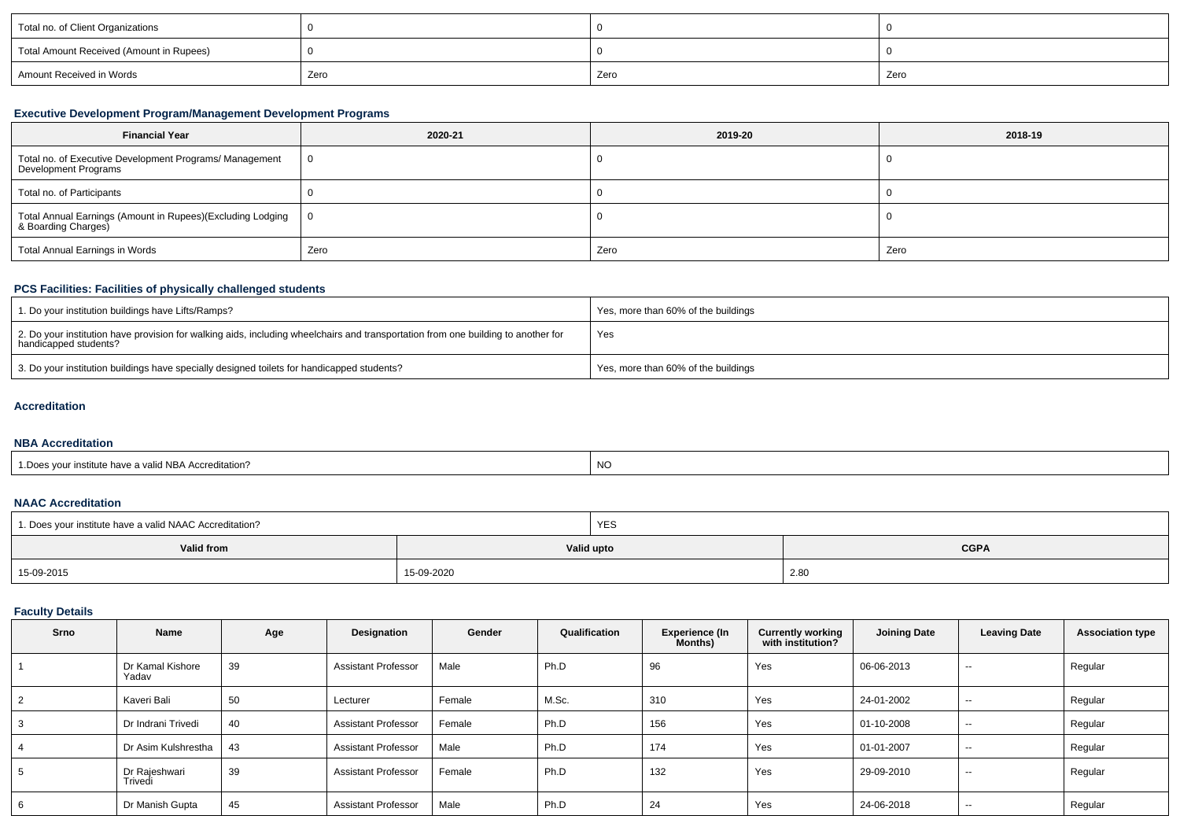| Total no. of Client Organizations | 0 | 0 | 0 |
|---|---|---|---|
| Total Amount Received (Amount in Rupees) | 0 | 0 | 0 |
| Amount Received in Words | Zero | Zero | Zero |

### Executive Development Program/Management Development Programs

| Financial Year | 2020-21 | 2019-20 | 2018-19 |
|---|---|---|---|
| Total no. of Executive Development Programs/ Management Development Programs | 0 | 0 | 0 |
| Total no. of Participants | 0 | 0 | 0 |
| Total Annual Earnings (Amount in Rupees)(Excluding Lodging & Boarding Charges) | 0 | 0 | 0 |
| Total Annual Earnings in Words | Zero | Zero | Zero |

### PCS Facilities: Facilities of physically challenged students

| | |
|---|---|
| 1. Do your institution buildings have Lifts/Ramps? | Yes, more than 60% of the buildings |
| 2. Do your institution have provision for walking aids, including wheelchairs and transportation from one building to another for handicapped students? | Yes |
| 3. Do your institution buildings have specially designed toilets for handicapped students? | Yes, more than 60% of the buildings |

### Accreditation

### NBA Accreditation

| | |
|---|---|
| 1.Does your institute have a valid NBA Accreditation? | NO |

### NAAC Accreditation

| 1. Does your institute have a valid NAAC Accreditation? | YES | |
|---|---|---|
| **Valid from** | **Valid upto** | **CGPA** |
| 15-09-2015 | 15-09-2020 | 2.80 |

### Faculty Details

| Srno | Name | Age | Designation | Gender | Qualification | Experience (In Months) | Currently working with institution? | Joining Date | Leaving Date | Association type |
|---|---|---|---|---|---|---|---|---|---|---|
| 1 | Dr Kamal Kishore Yadav | 39 | Assistant Professor | Male | Ph.D | 96 | Yes | 06-06-2013 | -- | Regular |
| 2 | Kaveri Bali | 50 | Lecturer | Female | M.Sc. | 310 | Yes | 24-01-2002 | -- | Regular |
| 3 | Dr Indrani Trivedi | 40 | Assistant Professor | Female | Ph.D | 156 | Yes | 01-10-2008 | -- | Regular |
| 4 | Dr Asim Kulshrestha | 43 | Assistant Professor | Male | Ph.D | 174 | Yes | 01-01-2007 | -- | Regular |
| 5 | Dr Rajeshwari Trivedi | 39 | Assistant Professor | Female | Ph.D | 132 | Yes | 29-09-2010 | -- | Regular |
| 6 | Dr Manish Gupta | 45 | Assistant Professor | Male | Ph.D | 24 | Yes | 24-06-2018 | -- | Regular |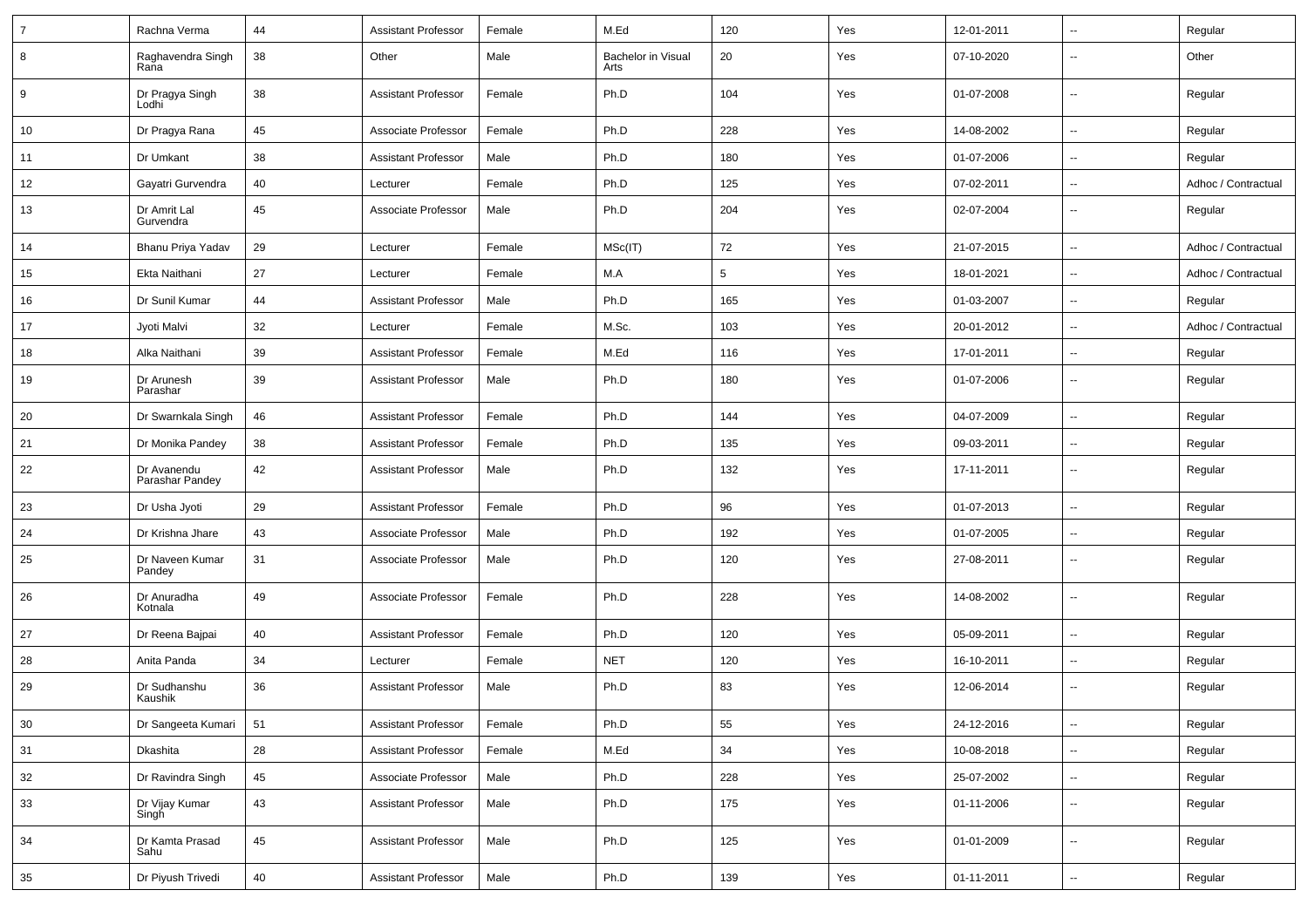| 7 | Rachna Verma | 44 | Assistant Professor | Female | M.Ed | 120 | Yes | 12-01-2011 | -- | Regular |
|---|---|---|---|---|---|---|---|---|---|---|
| 8 | Raghavendra Singh Rana | 38 | Other | Male | Bachelor in Visual Arts | 20 | Yes | 07-10-2020 | -- | Other |
| 9 | Dr Pragya Singh Lodhi | 38 | Assistant Professor | Female | Ph.D | 104 | Yes | 01-07-2008 | -- | Regular |
| 10 | Dr Pragya Rana | 45 | Associate Professor | Female | Ph.D | 228 | Yes | 14-08-2002 | -- | Regular |
| 11 | Dr Umkant | 38 | Assistant Professor | Male | Ph.D | 180 | Yes | 01-07-2006 | -- | Regular |
| 12 | Gayatri Gurvendra | 40 | Lecturer | Female | Ph.D | 125 | Yes | 07-02-2011 | -- | Adhoc / Contractual |
| 13 | Dr Amrit Lal Gurvendra | 45 | Associate Professor | Male | Ph.D | 204 | Yes | 02-07-2004 | -- | Regular |
| 14 | Bhanu Priya Yadav | 29 | Lecturer | Female | MSc(IT) | 72 | Yes | 21-07-2015 | -- | Adhoc / Contractual |
| 15 | Ekta Naithani | 27 | Lecturer | Female | M.A | 5 | Yes | 18-01-2021 | -- | Adhoc / Contractual |
| 16 | Dr Sunil Kumar | 44 | Assistant Professor | Male | Ph.D | 165 | Yes | 01-03-2007 | -- | Regular |
| 17 | Jyoti Malvi | 32 | Lecturer | Female | M.Sc. | 103 | Yes | 20-01-2012 | -- | Adhoc / Contractual |
| 18 | Alka Naithani | 39 | Assistant Professor | Female | M.Ed | 116 | Yes | 17-01-2011 | -- | Regular |
| 19 | Dr Arunesh Parashar | 39 | Assistant Professor | Male | Ph.D | 180 | Yes | 01-07-2006 | -- | Regular |
| 20 | Dr Swarnkala Singh | 46 | Assistant Professor | Female | Ph.D | 144 | Yes | 04-07-2009 | -- | Regular |
| 21 | Dr Monika Pandey | 38 | Assistant Professor | Female | Ph.D | 135 | Yes | 09-03-2011 | -- | Regular |
| 22 | Dr Avanendu Parashar Pandey | 42 | Assistant Professor | Male | Ph.D | 132 | Yes | 17-11-2011 | -- | Regular |
| 23 | Dr Usha Jyoti | 29 | Assistant Professor | Female | Ph.D | 96 | Yes | 01-07-2013 | -- | Regular |
| 24 | Dr Krishna Jhare | 43 | Associate Professor | Male | Ph.D | 192 | Yes | 01-07-2005 | -- | Regular |
| 25 | Dr Naveen Kumar Pandey | 31 | Associate Professor | Male | Ph.D | 120 | Yes | 27-08-2011 | -- | Regular |
| 26 | Dr Anuradha Kotnala | 49 | Associate Professor | Female | Ph.D | 228 | Yes | 14-08-2002 | -- | Regular |
| 27 | Dr Reena Bajpai | 40 | Assistant Professor | Female | Ph.D | 120 | Yes | 05-09-2011 | -- | Regular |
| 28 | Anita Panda | 34 | Lecturer | Female | NET | 120 | Yes | 16-10-2011 | -- | Regular |
| 29 | Dr Sudhanshu Kaushik | 36 | Assistant Professor | Male | Ph.D | 83 | Yes | 12-06-2014 | -- | Regular |
| 30 | Dr Sangeeta Kumari | 51 | Assistant Professor | Female | Ph.D | 55 | Yes | 24-12-2016 | -- | Regular |
| 31 | Dkashita | 28 | Assistant Professor | Female | M.Ed | 34 | Yes | 10-08-2018 | -- | Regular |
| 32 | Dr Ravindra Singh | 45 | Associate Professor | Male | Ph.D | 228 | Yes | 25-07-2002 | -- | Regular |
| 33 | Dr Vijay Kumar Singh | 43 | Assistant Professor | Male | Ph.D | 175 | Yes | 01-11-2006 | -- | Regular |
| 34 | Dr Kamta Prasad Sahu | 45 | Assistant Professor | Male | Ph.D | 125 | Yes | 01-01-2009 | -- | Regular |
| 35 | Dr Piyush Trivedi | 40 | Assistant Professor | Male | Ph.D | 139 | Yes | 01-11-2011 | -- | Regular |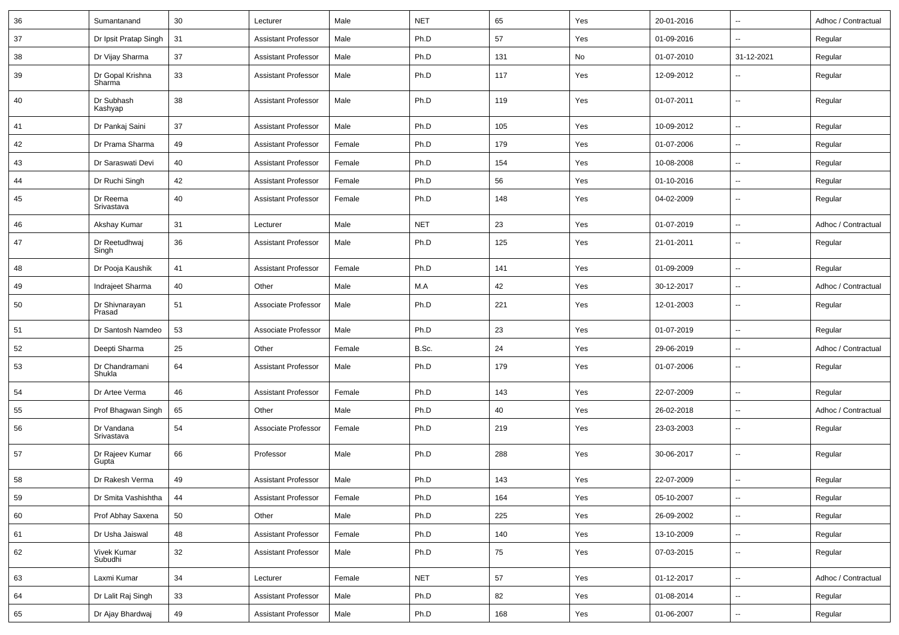| 36 | Sumantanand | 30 | Lecturer | Male | NET | 65 | Yes | 20-01-2016 | -- | Adhoc / Contractual |
|---|---|---|---|---|---|---|---|---|---|---|
| 37 | Dr Ipsit Pratap Singh | 31 | Assistant Professor | Male | Ph.D | 57 | Yes | 01-09-2016 | -- | Regular |
| 38 | Dr Vijay Sharma | 37 | Assistant Professor | Male | Ph.D | 131 | No | 01-07-2010 | 31-12-2021 | Regular |
| 39 | Dr Gopal Krishna Sharma | 33 | Assistant Professor | Male | Ph.D | 117 | Yes | 12-09-2012 | -- | Regular |
| 40 | Dr Subhash Kashyap | 38 | Assistant Professor | Male | Ph.D | 119 | Yes | 01-07-2011 | -- | Regular |
| 41 | Dr Pankaj Saini | 37 | Assistant Professor | Male | Ph.D | 105 | Yes | 10-09-2012 | -- | Regular |
| 42 | Dr Prama Sharma | 49 | Assistant Professor | Female | Ph.D | 179 | Yes | 01-07-2006 | -- | Regular |
| 43 | Dr Saraswati Devi | 40 | Assistant Professor | Female | Ph.D | 154 | Yes | 10-08-2008 | -- | Regular |
| 44 | Dr Ruchi Singh | 42 | Assistant Professor | Female | Ph.D | 56 | Yes | 01-10-2016 | -- | Regular |
| 45 | Dr Reema Srivastava | 40 | Assistant Professor | Female | Ph.D | 148 | Yes | 04-02-2009 | -- | Regular |
| 46 | Akshay Kumar | 31 | Lecturer | Male | NET | 23 | Yes | 01-07-2019 | -- | Adhoc / Contractual |
| 47 | Dr Reetudhwaj Singh | 36 | Assistant Professor | Male | Ph.D | 125 | Yes | 21-01-2011 | -- | Regular |
| 48 | Dr Pooja Kaushik | 41 | Assistant Professor | Female | Ph.D | 141 | Yes | 01-09-2009 | -- | Regular |
| 49 | Indrajeet Sharma | 40 | Other | Male | M.A | 42 | Yes | 30-12-2017 | -- | Adhoc / Contractual |
| 50 | Dr Shivnarayan Prasad | 51 | Associate Professor | Male | Ph.D | 221 | Yes | 12-01-2003 | -- | Regular |
| 51 | Dr Santosh Namdeo | 53 | Associate Professor | Male | Ph.D | 23 | Yes | 01-07-2019 | -- | Regular |
| 52 | Deepti Sharma | 25 | Other | Female | B.Sc. | 24 | Yes | 29-06-2019 | -- | Adhoc / Contractual |
| 53 | Dr Chandramani Shukla | 64 | Assistant Professor | Male | Ph.D | 179 | Yes | 01-07-2006 | -- | Regular |
| 54 | Dr Artee Verma | 46 | Assistant Professor | Female | Ph.D | 143 | Yes | 22-07-2009 | -- | Regular |
| 55 | Prof Bhagwan Singh | 65 | Other | Male | Ph.D | 40 | Yes | 26-02-2018 | -- | Adhoc / Contractual |
| 56 | Dr Vandana Srivastava | 54 | Associate Professor | Female | Ph.D | 219 | Yes | 23-03-2003 | -- | Regular |
| 57 | Dr Rajeev Kumar Gupta | 66 | Professor | Male | Ph.D | 288 | Yes | 30-06-2017 | -- | Regular |
| 58 | Dr Rakesh Verma | 49 | Assistant Professor | Male | Ph.D | 143 | Yes | 22-07-2009 | -- | Regular |
| 59 | Dr Smita Vashishtha | 44 | Assistant Professor | Female | Ph.D | 164 | Yes | 05-10-2007 | -- | Regular |
| 60 | Prof Abhay Saxena | 50 | Other | Male | Ph.D | 225 | Yes | 26-09-2002 | -- | Regular |
| 61 | Dr Usha Jaiswal | 48 | Assistant Professor | Female | Ph.D | 140 | Yes | 13-10-2009 | -- | Regular |
| 62 | Vivek Kumar Subudhi | 32 | Assistant Professor | Male | Ph.D | 75 | Yes | 07-03-2015 | -- | Regular |
| 63 | Laxmi Kumar | 34 | Lecturer | Female | NET | 57 | Yes | 01-12-2017 | -- | Adhoc / Contractual |
| 64 | Dr Lalit Raj Singh | 33 | Assistant Professor | Male | Ph.D | 82 | Yes | 01-08-2014 | -- | Regular |
| 65 | Dr Ajay Bhardwaj | 49 | Assistant Professor | Male | Ph.D | 168 | Yes | 01-06-2007 | -- | Regular |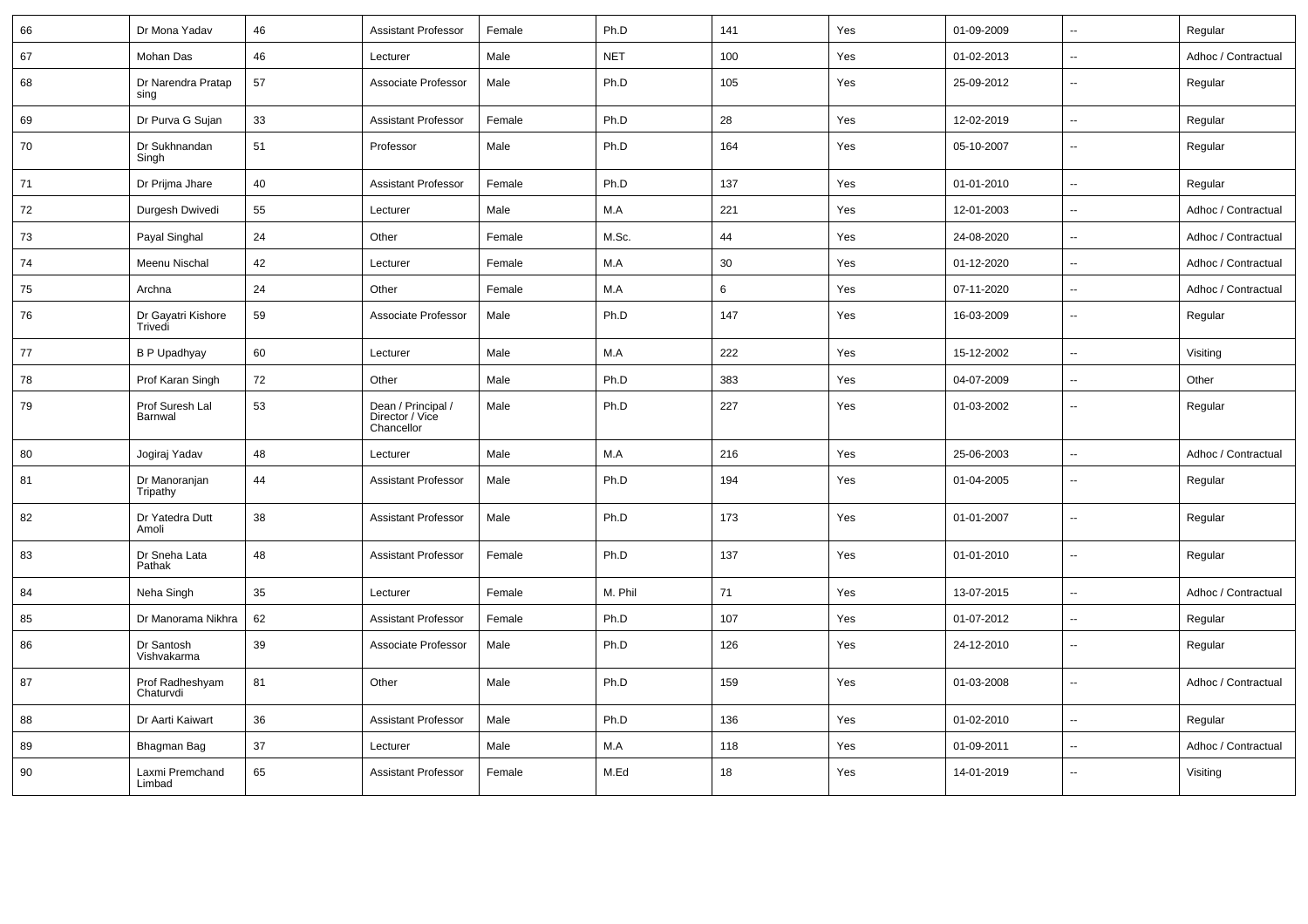| | | | | | | | | | | |
|---|---|---|---|---|---|---|---|---|---|---|
| 66 | Dr Mona Yadav | 46 | Assistant Professor | Female | Ph.D | 141 | Yes | 01-09-2009 | -- | Regular |
| 67 | Mohan Das | 46 | Lecturer | Male | NET | 100 | Yes | 01-02-2013 | -- | Adhoc / Contractual |
| 68 | Dr Narendra Pratap sing | 57 | Associate Professor | Male | Ph.D | 105 | Yes | 25-09-2012 | -- | Regular |
| 69 | Dr Purva G Sujan | 33 | Assistant Professor | Female | Ph.D | 28 | Yes | 12-02-2019 | -- | Regular |
| 70 | Dr Sukhnandan Singh | 51 | Professor | Male | Ph.D | 164 | Yes | 05-10-2007 | -- | Regular |
| 71 | Dr Prijma Jhare | 40 | Assistant Professor | Female | Ph.D | 137 | Yes | 01-01-2010 | -- | Regular |
| 72 | Durgesh Dwivedi | 55 | Lecturer | Male | M.A | 221 | Yes | 12-01-2003 | -- | Adhoc / Contractual |
| 73 | Payal Singhal | 24 | Other | Female | M.Sc. | 44 | Yes | 24-08-2020 | -- | Adhoc / Contractual |
| 74 | Meenu Nischal | 42 | Lecturer | Female | M.A | 30 | Yes | 01-12-2020 | -- | Adhoc / Contractual |
| 75 | Archna | 24 | Other | Female | M.A | 6 | Yes | 07-11-2020 | -- | Adhoc / Contractual |
| 76 | Dr Gayatri Kishore Trivedi | 59 | Associate Professor | Male | Ph.D | 147 | Yes | 16-03-2009 | -- | Regular |
| 77 | B P Upadhyay | 60 | Lecturer | Male | M.A | 222 | Yes | 15-12-2002 | -- | Visiting |
| 78 | Prof Karan Singh | 72 | Other | Male | Ph.D | 383 | Yes | 04-07-2009 | -- | Other |
| 79 | Prof Suresh Lal Barnwal | 53 | Dean / Principal / Director / Vice Chancellor | Male | Ph.D | 227 | Yes | 01-03-2002 | -- | Regular |
| 80 | Jogiraj Yadav | 48 | Lecturer | Male | M.A | 216 | Yes | 25-06-2003 | -- | Adhoc / Contractual |
| 81 | Dr Manoranjan Tripathy | 44 | Assistant Professor | Male | Ph.D | 194 | Yes | 01-04-2005 | -- | Regular |
| 82 | Dr Yatedra Dutt Amoli | 38 | Assistant Professor | Male | Ph.D | 173 | Yes | 01-01-2007 | -- | Regular |
| 83 | Dr Sneha Lata Pathak | 48 | Assistant Professor | Female | Ph.D | 137 | Yes | 01-01-2010 | -- | Regular |
| 84 | Neha Singh | 35 | Lecturer | Female | M. Phil | 71 | Yes | 13-07-2015 | -- | Adhoc / Contractual |
| 85 | Dr Manorama Nikhra | 62 | Assistant Professor | Female | Ph.D | 107 | Yes | 01-07-2012 | -- | Regular |
| 86 | Dr Santosh Vishvakarma | 39 | Associate Professor | Male | Ph.D | 126 | Yes | 24-12-2010 | -- | Regular |
| 87 | Prof Radheshyam Chaturvdi | 81 | Other | Male | Ph.D | 159 | Yes | 01-03-2008 | -- | Adhoc / Contractual |
| 88 | Dr Aarti Kaiwart | 36 | Assistant Professor | Male | Ph.D | 136 | Yes | 01-02-2010 | -- | Regular |
| 89 | Bhagman Bag | 37 | Lecturer | Male | M.A | 118 | Yes | 01-09-2011 | -- | Adhoc / Contractual |
| 90 | Laxmi Premchand Limbad | 65 | Assistant Professor | Female | M.Ed | 18 | Yes | 14-01-2019 | -- | Visiting |